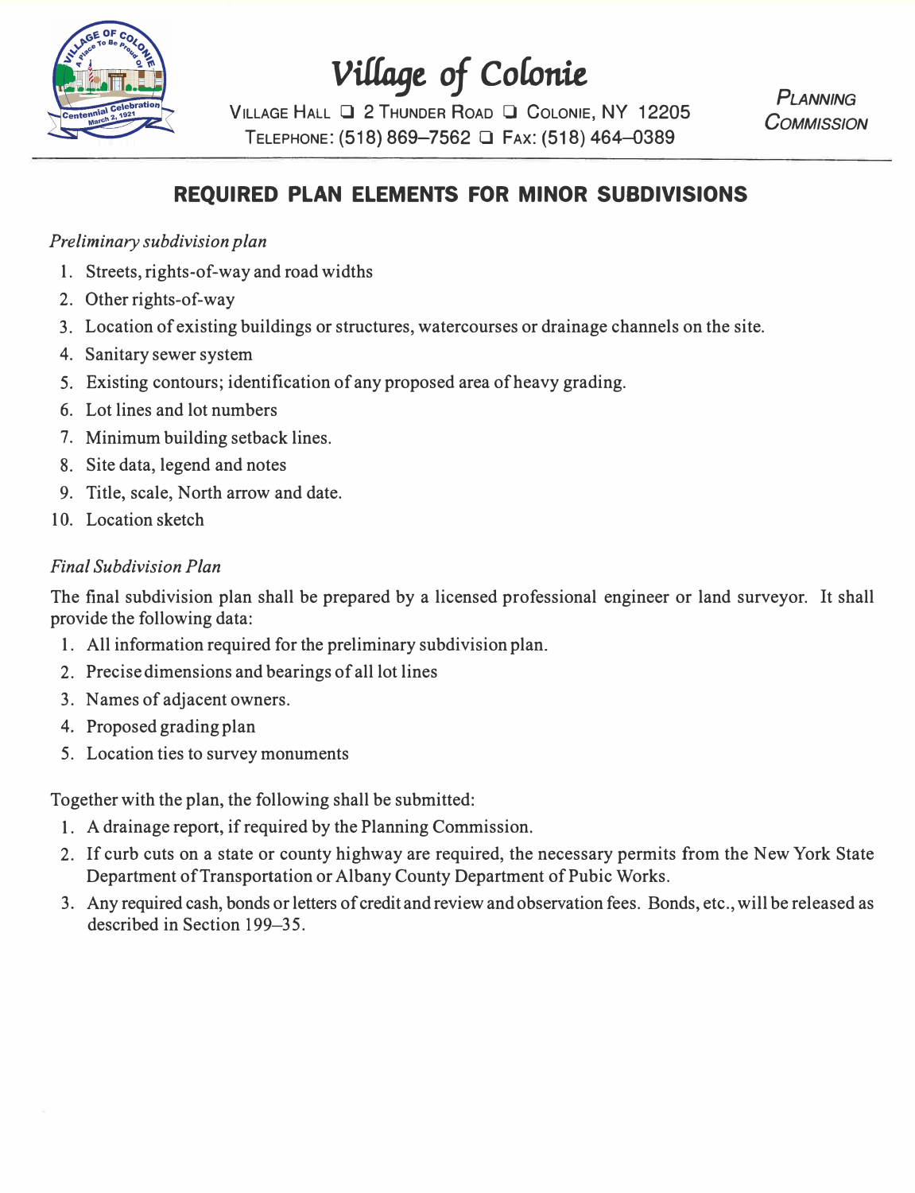# Village of Colonie

VILLAGE HALL ❑ 2 THUNDER ROAD ❑ COLONIE, NY 12205
TELEPHONE: (518) 869–7562 ❑ FAX: (518) 464–0389

PLANNING COMMISSION

## REQUIRED PLAN ELEMENTS FOR MINOR SUBDIVISIONS

*Preliminary subdivision plan*

1. Streets, rights-of-way and road widths
2. Other rights-of-way
3. Location of existing buildings or structures, watercourses or drainage channels on the site.
4. Sanitary sewer system
5. Existing contours; identification of any proposed area of heavy grading.
6. Lot lines and lot numbers
7. Minimum building setback lines.
8. Site data, legend and notes
9. Title, scale, North arrow and date.
10. Location sketch

*Final Subdivision Plan*

The final subdivision plan shall be prepared by a licensed professional engineer or land surveyor. It shall provide the following data:

1. All information required for the preliminary subdivision plan.
2. Precise dimensions and bearings of all lot lines
3. Names of adjacent owners.
4. Proposed grading plan
5. Location ties to survey monuments

Together with the plan, the following shall be submitted:

1. A drainage report, if required by the Planning Commission.
2. If curb cuts on a state or county highway are required, the necessary permits from the New York State Department of Transportation or Albany County Department of Pubic Works.
3. Any required cash, bonds or letters of credit and review and observation fees. Bonds, etc., will be released as described in Section 199–35.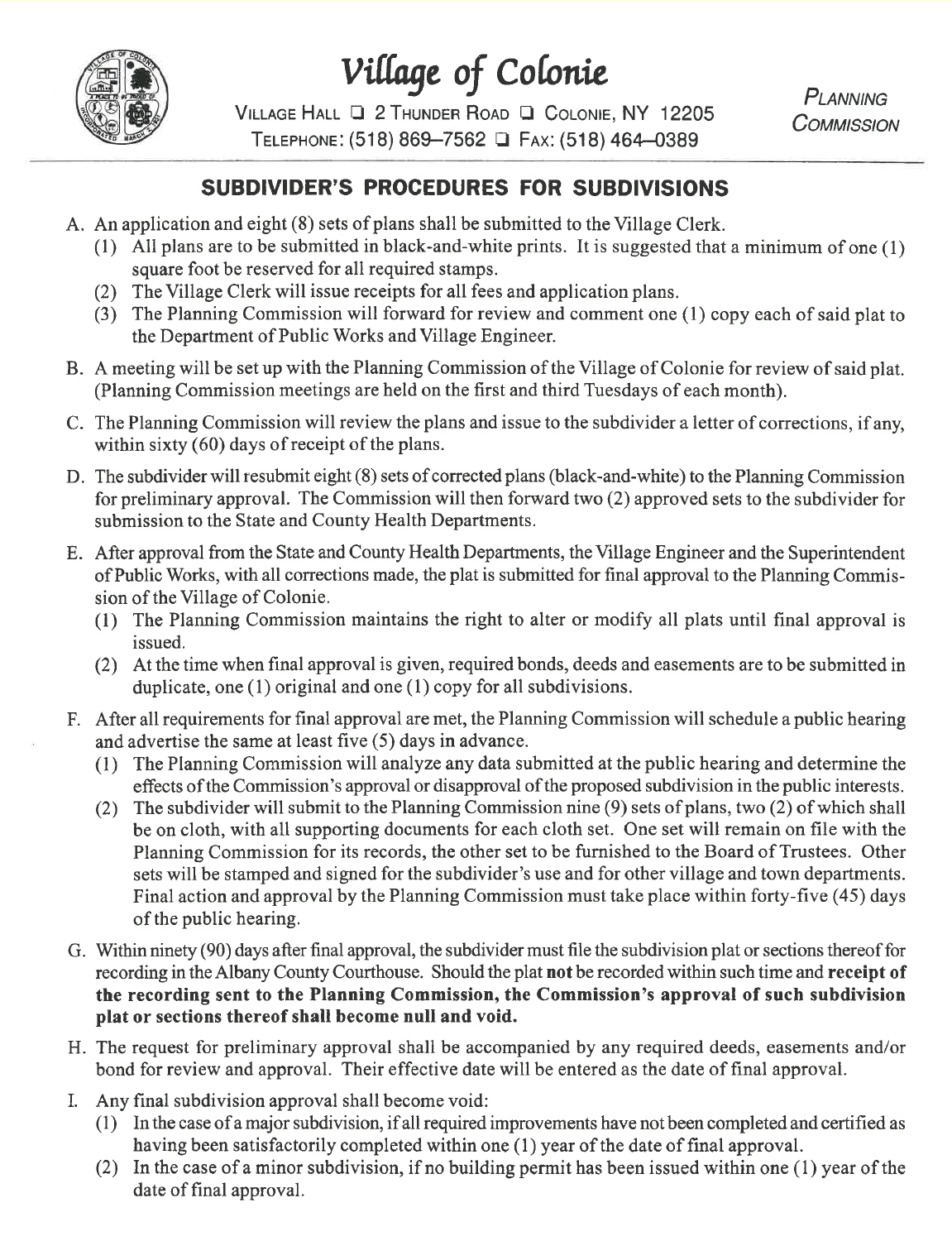# Village of Colonie

VILLAGE HALL ❑ 2 THUNDER ROAD ❑ COLONIE, NY 12205
TELEPHONE: (518) 869–7562 ❑ FAX: (518) 464–0389

PLANNING COMMISSION

## SUBDIVIDER'S PROCEDURES FOR SUBDIVISIONS

A. An application and eight (8) sets of plans shall be submitted to the Village Clerk.
   (1) All plans are to be submitted in black-and-white prints. It is suggested that a minimum of one (1) square foot be reserved for all required stamps.
   (2) The Village Clerk will issue receipts for all fees and application plans.
   (3) The Planning Commission will forward for review and comment one (1) copy each of said plat to the Department of Public Works and Village Engineer.

B. A meeting will be set up with the Planning Commission of the Village of Colonie for review of said plat. (Planning Commission meetings are held on the first and third Tuesdays of each month).

C. The Planning Commission will review the plans and issue to the subdivider a letter of corrections, if any, within sixty (60) days of receipt of the plans.

D. The subdivider will resubmit eight (8) sets of corrected plans (black-and-white) to the Planning Commission for preliminary approval. The Commission will then forward two (2) approved sets to the subdivider for submission to the State and County Health Departments.

E. After approval from the State and County Health Departments, the Village Engineer and the Superintendent of Public Works, with all corrections made, the plat is submitted for final approval to the Planning Commission of the Village of Colonie.
   (1) The Planning Commission maintains the right to alter or modify all plats until final approval is issued.
   (2) At the time when final approval is given, required bonds, deeds and easements are to be submitted in duplicate, one (1) original and one (1) copy for all subdivisions.

F. After all requirements for final approval are met, the Planning Commission will schedule a public hearing and advertise the same at least five (5) days in advance.
   (1) The Planning Commission will analyze any data submitted at the public hearing and determine the effects of the Commission's approval or disapproval of the proposed subdivision in the public interests.
   (2) The subdivider will submit to the Planning Commission nine (9) sets of plans, two (2) of which shall be on cloth, with all supporting documents for each cloth set. One set will remain on file with the Planning Commission for its records, the other set to be furnished to the Board of Trustees. Other sets will be stamped and signed for the subdivider's use and for other village and town departments. Final action and approval by the Planning Commission must take place within forty-five (45) days of the public hearing.

G. Within ninety (90) days after final approval, the subdivider must file the subdivision plat or sections thereof for recording in the Albany County Courthouse. Should the plat **not** be recorded within such time and **receipt of the recording sent to the Planning Commission, the Commission's approval of such subdivision plat or sections thereof shall become null and void.**

H. The request for preliminary approval shall be accompanied by any required deeds, easements and/or bond for review and approval. Their effective date will be entered as the date of final approval.

I. Any final subdivision approval shall become void:
   (1) In the case of a major subdivision, if all required improvements have not been completed and certified as having been satisfactorily completed within one (1) year of the date of final approval.
   (2) In the case of a minor subdivision, if no building permit has been issued within one (1) year of the date of final approval.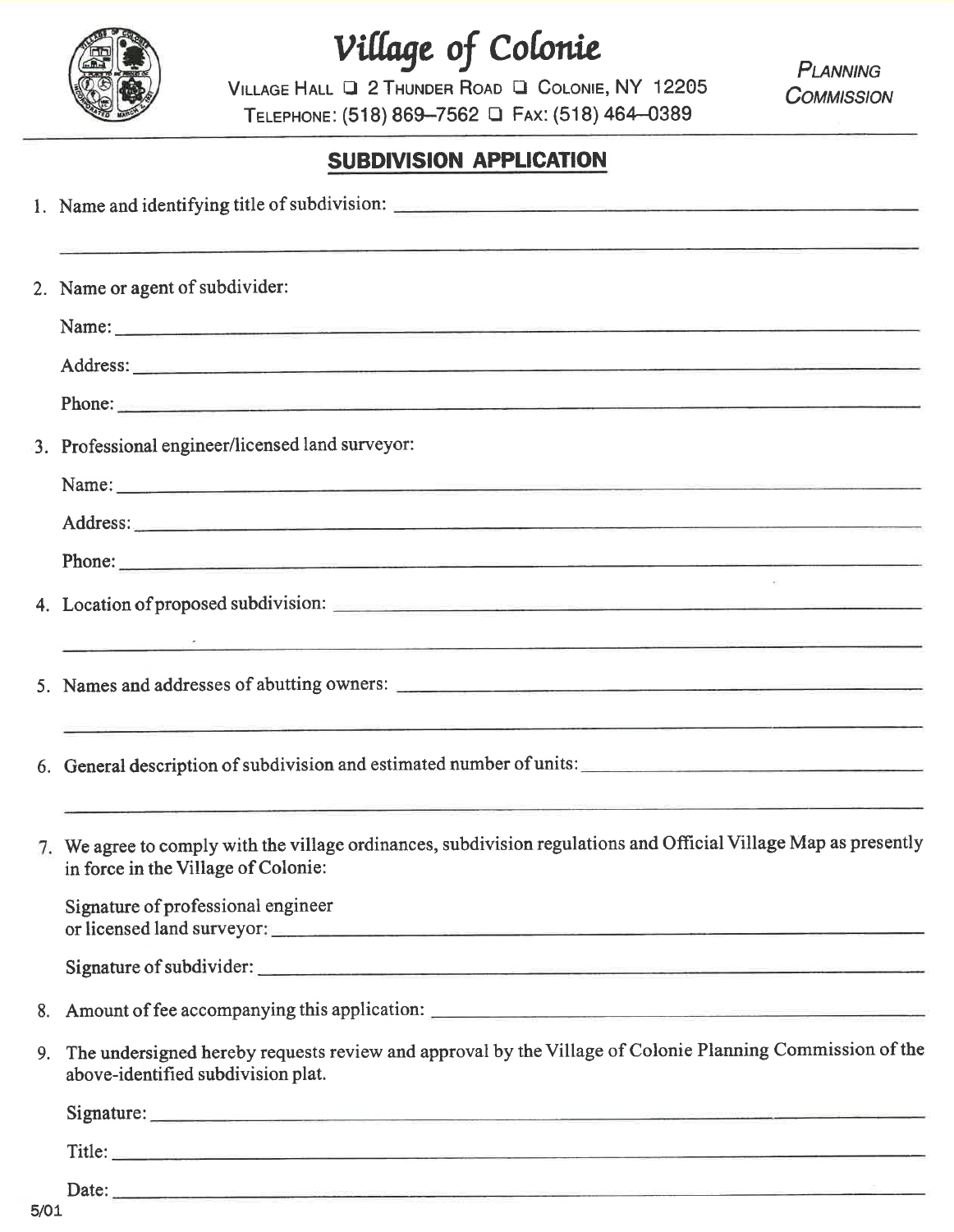# Village of Colonie

VILLAGE HALL ❑ 2 THUNDER ROAD ❑ COLONIE, NY 12205
TELEPHONE: (518) 869–7562 ❑ FAX: (518) 464–0389

*PLANNING COMMISSION*

## SUBDIVISION APPLICATION

1. Name and identifying title of subdivision: ______________________________________

   ______________________________________

2. Name or agent of subdivider:

   Name: ______________________________________

   Address: ______________________________________

   Phone: ______________________________________

3. Professional engineer/licensed land surveyor:

   Name: ______________________________________

   Address: ______________________________________

   Phone: ______________________________________

4. Location of proposed subdivision: ______________________________________

   ______________________________________

5. Names and addresses of abutting owners: ______________________________________

   ______________________________________

6. General description of subdivision and estimated number of units: ______________________________________

   ______________________________________

7. We agree to comply with the village ordinances, subdivision regulations and Official Village Map as presently in force in the Village of Colonie:

   Signature of professional engineer or licensed land surveyor: ______________________________________

   Signature of subdivider: ______________________________________

8. Amount of fee accompanying this application: ______________________________________

9. The undersigned hereby requests review and approval by the Village of Colonie Planning Commission of the above-identified subdivision plat.

   Signature: ______________________________________

   Title: ______________________________________

   Date: ______________________________________

5/01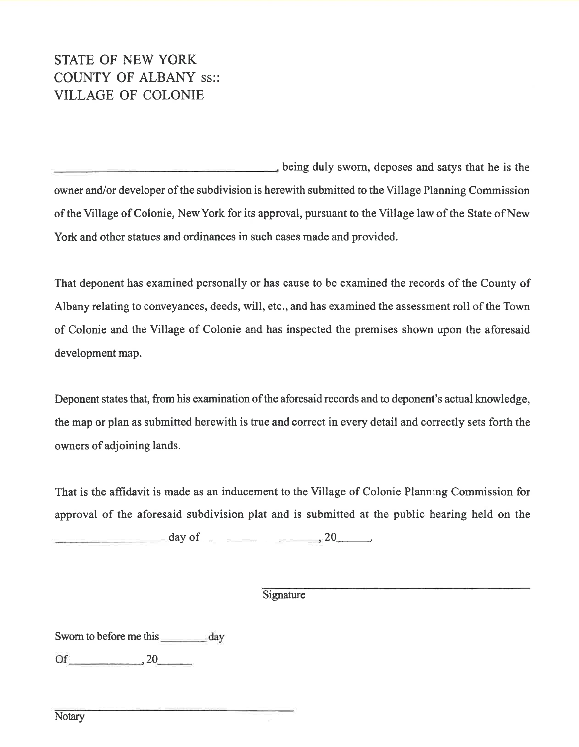STATE OF NEW YORK
COUNTY OF ALBANY ss::
VILLAGE OF COLONIE

____________________________________, being duly sworn, deposes and satys that he is the owner and/or developer of the subdivision is herewith submitted to the Village Planning Commission of the Village of Colonie, New York for its approval, pursuant to the Village law of the State of New York and other statues and ordinances in such cases made and provided.

That deponent has examined personally or has cause to be examined the records of the County of Albany relating to conveyances, deeds, will, etc., and has examined the assessment roll of the Town of Colonie and the Village of Colonie and has inspected the premises shown upon the aforesaid development map.

Deponent states that, from his examination of the aforesaid records and to deponent's actual knowledge, the map or plan as submitted herewith is true and correct in every detail and correctly sets forth the owners of adjoining lands.

That is the affidavit is made as an inducement to the Village of Colonie Planning Commission for approval of the aforesaid subdivision plat and is submitted at the public hearing held on the __________________ day of __________________, 20______.

____________________________________
Signature

Sworn to before me this ________ day

Of ____________, 20______

____________________________________
Notary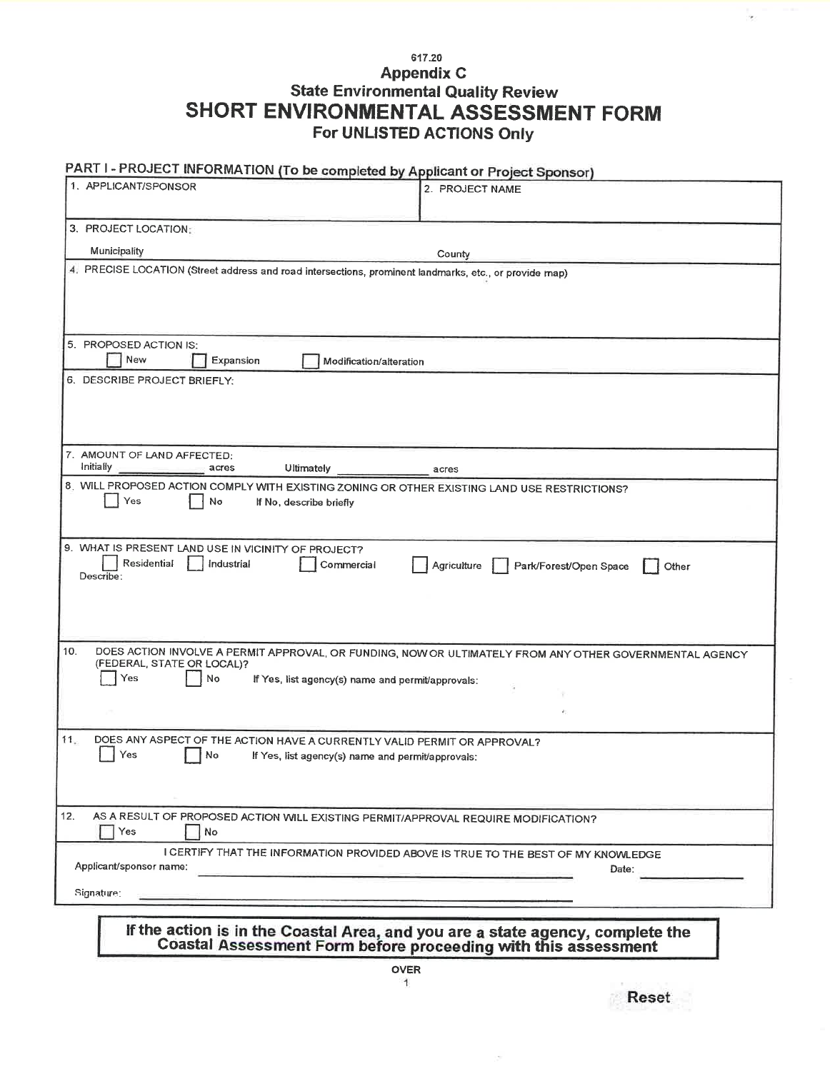617.20

# Appendix C

## State Environmental Quality Review

# SHORT ENVIRONMENTAL ASSESSMENT FORM

### For UNLISTED ACTIONS Only

### PART I - PROJECT INFORMATION (To be completed by Applicant or Project Sponsor)

1. APPLICANT/SPONSOR

2. PROJECT NAME

3. PROJECT LOCATION:

Municipality  County

4. PRECISE LOCATION (Street address and road intersections, prominent landmarks, etc., or provide map)

5. PROPOSED ACTION IS:

☐ New ☐ Expansion ☐ Modification/alteration

6. DESCRIBE PROJECT BRIEFLY:

7. AMOUNT OF LAND AFFECTED:

Initially ____________ acres  Ultimately ____________ acres

8. WILL PROPOSED ACTION COMPLY WITH EXISTING ZONING OR OTHER EXISTING LAND USE RESTRICTIONS?

☐ Yes ☐ No  If No, describe briefly

9. WHAT IS PRESENT LAND USE IN VICINITY OF PROJECT?

☐ Residential ☐ Industrial ☐ Commercial ☐ Agriculture ☐ Park/Forest/Open Space ☐ Other

Describe:

10. DOES ACTION INVOLVE A PERMIT APPROVAL, OR FUNDING, NOW OR ULTIMATELY FROM ANY OTHER GOVERNMENTAL AGENCY (FEDERAL, STATE OR LOCAL)?

☐ Yes ☐ No  If Yes, list agency(s) name and permit/approvals:

11. DOES ANY ASPECT OF THE ACTION HAVE A CURRENTLY VALID PERMIT OR APPROVAL?

☐ Yes ☐ No  If Yes, list agency(s) name and permit/approvals:

12. AS A RESULT OF PROPOSED ACTION WILL EXISTING PERMIT/APPROVAL REQUIRE MODIFICATION?

☐ Yes ☐ No

I CERTIFY THAT THE INFORMATION PROVIDED ABOVE IS TRUE TO THE BEST OF MY KNOWLEDGE

Applicant/sponsor name: ______________________________ Date: ____________

Signature: ______________________________

**If the action is in the Coastal Area, and you are a state agency, complete the Coastal Assessment Form before proceeding with this assessment**

OVER

Reset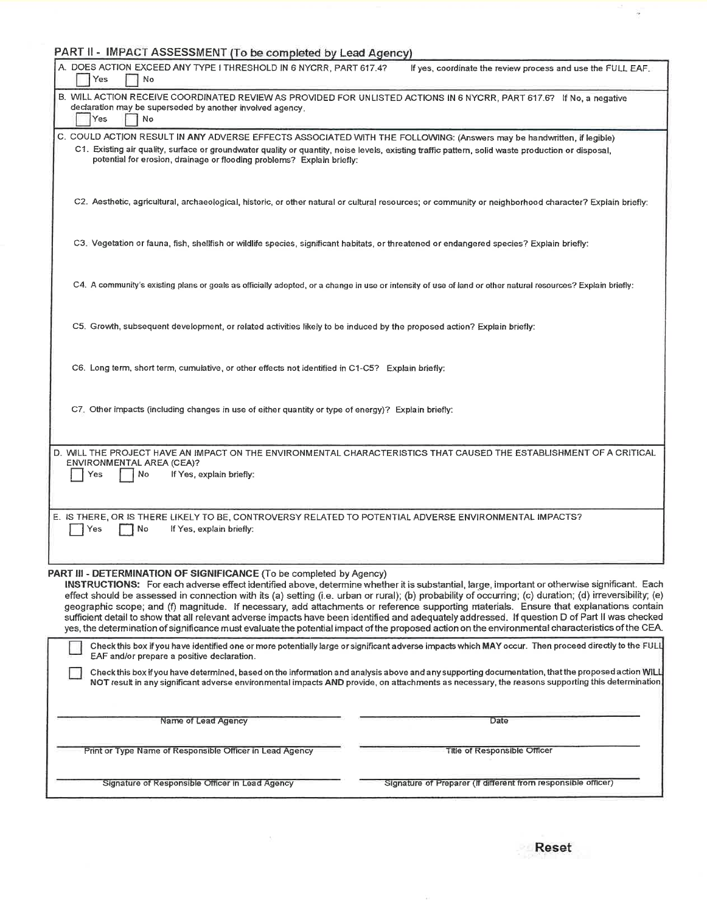## PART II - IMPACT ASSESSMENT (To be completed by Lead Agency)

A. DOES ACTION EXCEED ANY TYPE I THRESHOLD IN 6 NYCRR, PART 617.4? If yes, coordinate the review process and use the FULL EAF.

☐ Yes ☐ No

B. WILL ACTION RECEIVE COORDINATED REVIEW AS PROVIDED FOR UNLISTED ACTIONS IN 6 NYCRR, PART 617.6? If No, a negative declaration may be superseded by another involved agency.

☐ Yes ☐ No

C. COULD ACTION RESULT IN ANY ADVERSE EFFECTS ASSOCIATED WITH THE FOLLOWING: (Answers may be handwritten, if legible)

C1. Existing air quality, surface or groundwater quality or quantity, noise levels, existing traffic pattern, solid waste production or disposal, potential for erosion, drainage or flooding problems? Explain briefly:

C2. Aesthetic, agricultural, archaeological, historic, or other natural or cultural resources; or community or neighborhood character? Explain briefly:

C3. Vegetation or fauna, fish, shellfish or wildlife species, significant habitats, or threatened or endangered species? Explain briefly:

C4. A community's existing plans or goals as officially adopted, or a change in use or intensity of use of land or other natural resources? Explain briefly:

C5. Growth, subsequent development, or related activities likely to be induced by the proposed action? Explain briefly:

C6. Long term, short term, cumulative, or other effects not identified in C1-C5? Explain briefly:

C7. Other impacts (including changes in use of either quantity or type of energy)? Explain briefly:

D. WILL THE PROJECT HAVE AN IMPACT ON THE ENVIRONMENTAL CHARACTERISTICS THAT CAUSED THE ESTABLISHMENT OF A CRITICAL ENVIRONMENTAL AREA (CEA)?

☐ Yes ☐ No If Yes, explain briefly:

E. IS THERE, OR IS THERE LIKELY TO BE, CONTROVERSY RELATED TO POTENTIAL ADVERSE ENVIRONMENTAL IMPACTS?

☐ Yes ☐ No If Yes, explain briefly:

## PART III - DETERMINATION OF SIGNIFICANCE (To be completed by Agency)

**INSTRUCTIONS:** For each adverse effect identified above, determine whether it is substantial, large, important or otherwise significant. Each effect should be assessed in connection with its (a) setting (i.e. urban or rural); (b) probability of occurring; (c) duration; (d) irreversibility; (e) geographic scope; and (f) magnitude. If necessary, add attachments or reference supporting materials. Ensure that explanations contain sufficient detail to show that all relevant adverse impacts have been identified and adequately addressed. If question D of Part II was checked yes, the determination of significance must evaluate the potential impact of the proposed action on the environmental characteristics of the CEA.

☐ Check this box if you have identified one or more potentially large or significant adverse impacts which **MAY** occur. Then proceed directly to the FULL EAF and/or prepare a positive declaration.

☐ Check this box if you have determined, based on the information and analysis above and any supporting documentation, that the proposed action **WILL NOT** result in any significant adverse environmental impacts **AND** provide, on attachments as necessary, the reasons supporting this determination.

| | |
|---|---|
| Name of Lead Agency | Date |
| Print or Type Name of Responsible Officer in Lead Agency | Title of Responsible Officer |
| Signature of Responsible Officer in Lead Agency | Signature of Preparer (If different from responsible officer) |

Reset